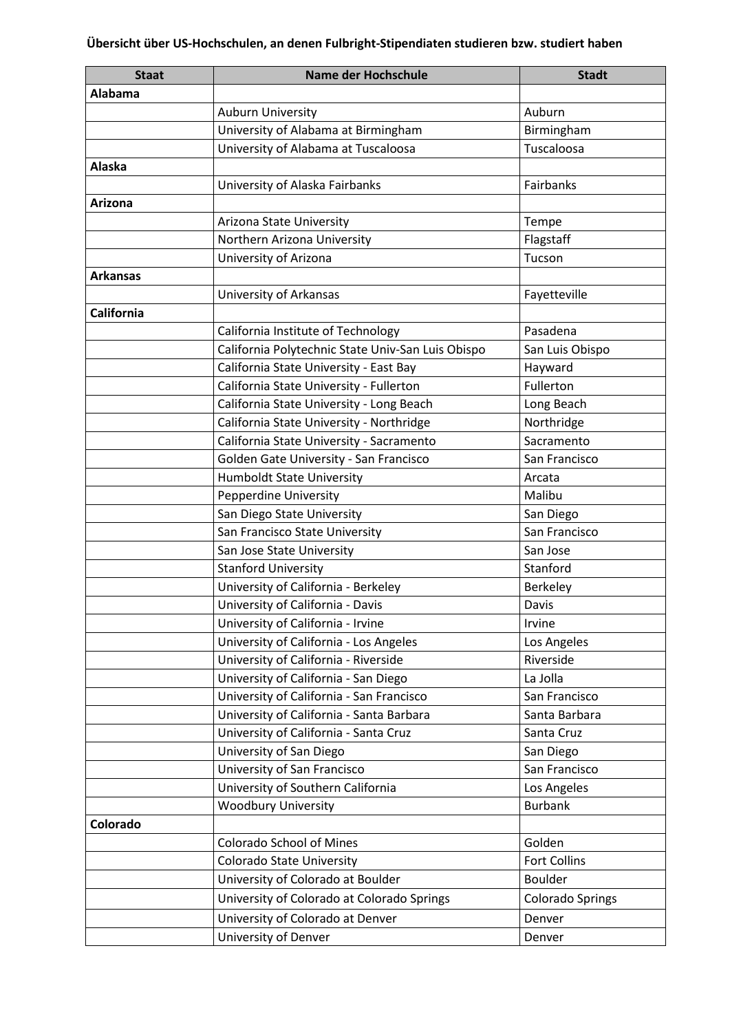**Übersicht über US-Hochschulen, an denen Fulbright-Stipendiaten studieren bzw. studiert haben**

| Staat | Name der Hochschule | Stadt |
|---|---|---|
| **Alabama** | | |
| | Auburn University | Auburn |
| | University of Alabama at Birmingham | Birmingham |
| | University of Alabama at Tuscaloosa | Tuscaloosa |
| **Alaska** | | |
| | University of Alaska Fairbanks | Fairbanks |
| **Arizona** | | |
| | Arizona State University | Tempe |
| | Northern Arizona University | Flagstaff |
| | University of Arizona | Tucson |
| **Arkansas** | | |
| | University of Arkansas | Fayetteville |
| **California** | | |
| | California Institute of Technology | Pasadena |
| | California Polytechnic State Univ-San Luis Obispo | San Luis Obispo |
| | California State University - East Bay | Hayward |
| | California State University - Fullerton | Fullerton |
| | California State University - Long Beach | Long Beach |
| | California State University - Northridge | Northridge |
| | California State University - Sacramento | Sacramento |
| | Golden Gate University - San Francisco | San Francisco |
| | Humboldt State University | Arcata |
| | Pepperdine University | Malibu |
| | San Diego State University | San Diego |
| | San Francisco State University | San Francisco |
| | San Jose State University | San Jose |
| | Stanford University | Stanford |
| | University of California - Berkeley | Berkeley |
| | University of California - Davis | Davis |
| | University of California - Irvine | Irvine |
| | University of California - Los Angeles | Los Angeles |
| | University of California - Riverside | Riverside |
| | University of California - San Diego | La Jolla |
| | University of California - San Francisco | San Francisco |
| | University of California - Santa Barbara | Santa Barbara |
| | University of California - Santa Cruz | Santa Cruz |
| | University of San Diego | San Diego |
| | University of San Francisco | San Francisco |
| | University of Southern California | Los Angeles |
| | Woodbury University | Burbank |
| **Colorado** | | |
| | Colorado School of Mines | Golden |
| | Colorado State University | Fort Collins |
| | University of Colorado at Boulder | Boulder |
| | University of Colorado at Colorado Springs | Colorado Springs |
| | University of Colorado at Denver | Denver |
| | University of Denver | Denver |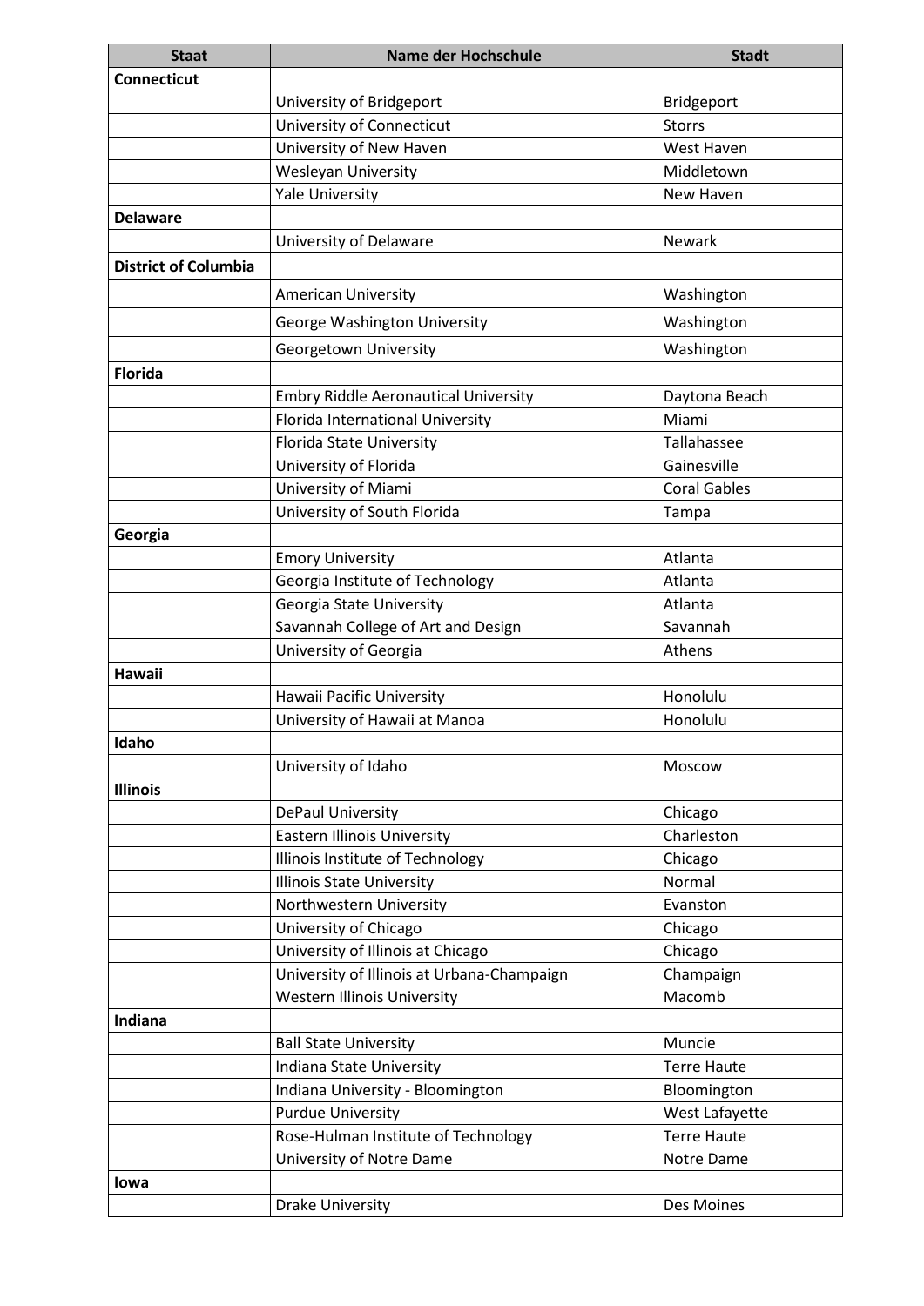| Staat | Name der Hochschule | Stadt |
|---|---|---|
| **Connecticut** | | |
| | University of Bridgeport | Bridgeport |
| | University of Connecticut | Storrs |
| | University of New Haven | West Haven |
| | Wesleyan University | Middletown |
| | Yale University | New Haven |
| **Delaware** | | |
| | University of Delaware | Newark |
| **District of Columbia** | | |
| | American University | Washington |
| | George Washington University | Washington |
| | Georgetown University | Washington |
| **Florida** | | |
| | Embry Riddle Aeronautical University | Daytona Beach |
| | Florida International University | Miami |
| | Florida State University | Tallahassee |
| | University of Florida | Gainesville |
| | University of Miami | Coral Gables |
| | University of South Florida | Tampa |
| **Georgia** | | |
| | Emory University | Atlanta |
| | Georgia Institute of Technology | Atlanta |
| | Georgia State University | Atlanta |
| | Savannah College of Art and Design | Savannah |
| | University of Georgia | Athens |
| **Hawaii** | | |
| | Hawaii Pacific University | Honolulu |
| | University of Hawaii at Manoa | Honolulu |
| **Idaho** | | |
| | University of Idaho | Moscow |
| **Illinois** | | |
| | DePaul University | Chicago |
| | Eastern Illinois University | Charleston |
| | Illinois Institute of Technology | Chicago |
| | Illinois State University | Normal |
| | Northwestern University | Evanston |
| | University of Chicago | Chicago |
| | University of Illinois at Chicago | Chicago |
| | University of Illinois at Urbana-Champaign | Champaign |
| | Western Illinois University | Macomb |
| **Indiana** | | |
| | Ball State University | Muncie |
| | Indiana State University | Terre Haute |
| | Indiana University - Bloomington | Bloomington |
| | Purdue University | West Lafayette |
| | Rose-Hulman Institute of Technology | Terre Haute |
| | University of Notre Dame | Notre Dame |
| **Iowa** | | |
| | Drake University | Des Moines |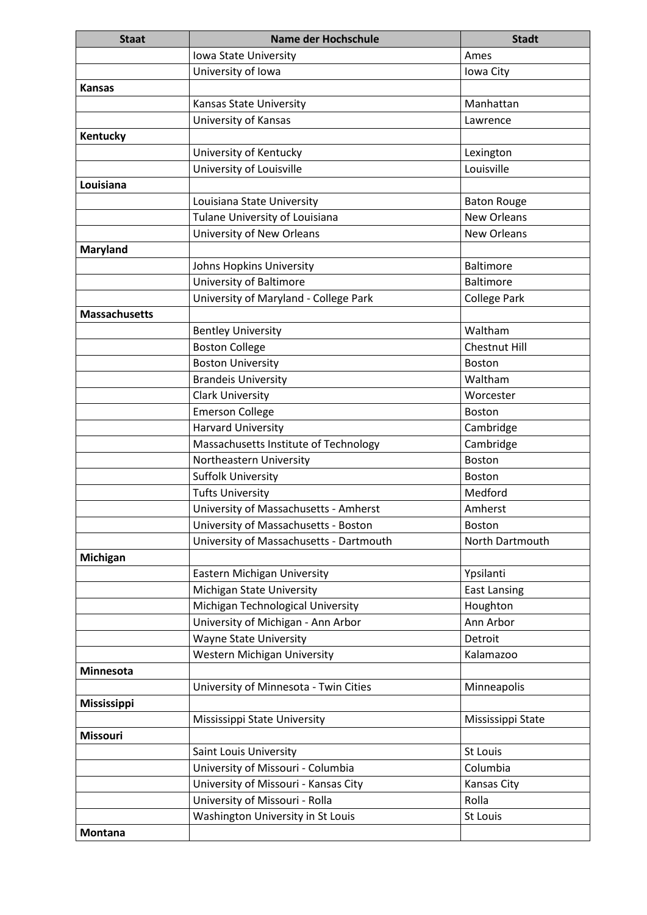| Staat | Name der Hochschule | Stadt |
|---|---|---|
| | Iowa State University | Ames |
| | University of Iowa | Iowa City |
| **Kansas** | | |
| | Kansas State University | Manhattan |
| | University of Kansas | Lawrence |
| **Kentucky** | | |
| | University of Kentucky | Lexington |
| | University of Louisville | Louisville |
| **Louisiana** | | |
| | Louisiana State University | Baton Rouge |
| | Tulane University of Louisiana | New Orleans |
| | University of New Orleans | New Orleans |
| **Maryland** | | |
| | Johns Hopkins University | Baltimore |
| | University of Baltimore | Baltimore |
| | University of Maryland - College Park | College Park |
| **Massachusetts** | | |
| | Bentley University | Waltham |
| | Boston College | Chestnut Hill |
| | Boston University | Boston |
| | Brandeis University | Waltham |
| | Clark University | Worcester |
| | Emerson College | Boston |
| | Harvard University | Cambridge |
| | Massachusetts Institute of Technology | Cambridge |
| | Northeastern University | Boston |
| | Suffolk University | Boston |
| | Tufts University | Medford |
| | University of Massachusetts - Amherst | Amherst |
| | University of Massachusetts - Boston | Boston |
| | University of Massachusetts - Dartmouth | North Dartmouth |
| **Michigan** | | |
| | Eastern Michigan University | Ypsilanti |
| | Michigan State University | East Lansing |
| | Michigan Technological University | Houghton |
| | University of Michigan - Ann Arbor | Ann Arbor |
| | Wayne State University | Detroit |
| | Western Michigan University | Kalamazoo |
| **Minnesota** | | |
| | University of Minnesota - Twin Cities | Minneapolis |
| **Mississippi** | | |
| | Mississippi State University | Mississippi State |
| **Missouri** | | |
| | Saint Louis University | St Louis |
| | University of Missouri - Columbia | Columbia |
| | University of Missouri - Kansas City | Kansas City |
| | University of Missouri - Rolla | Rolla |
| | Washington University in St Louis | St Louis |
| **Montana** | | |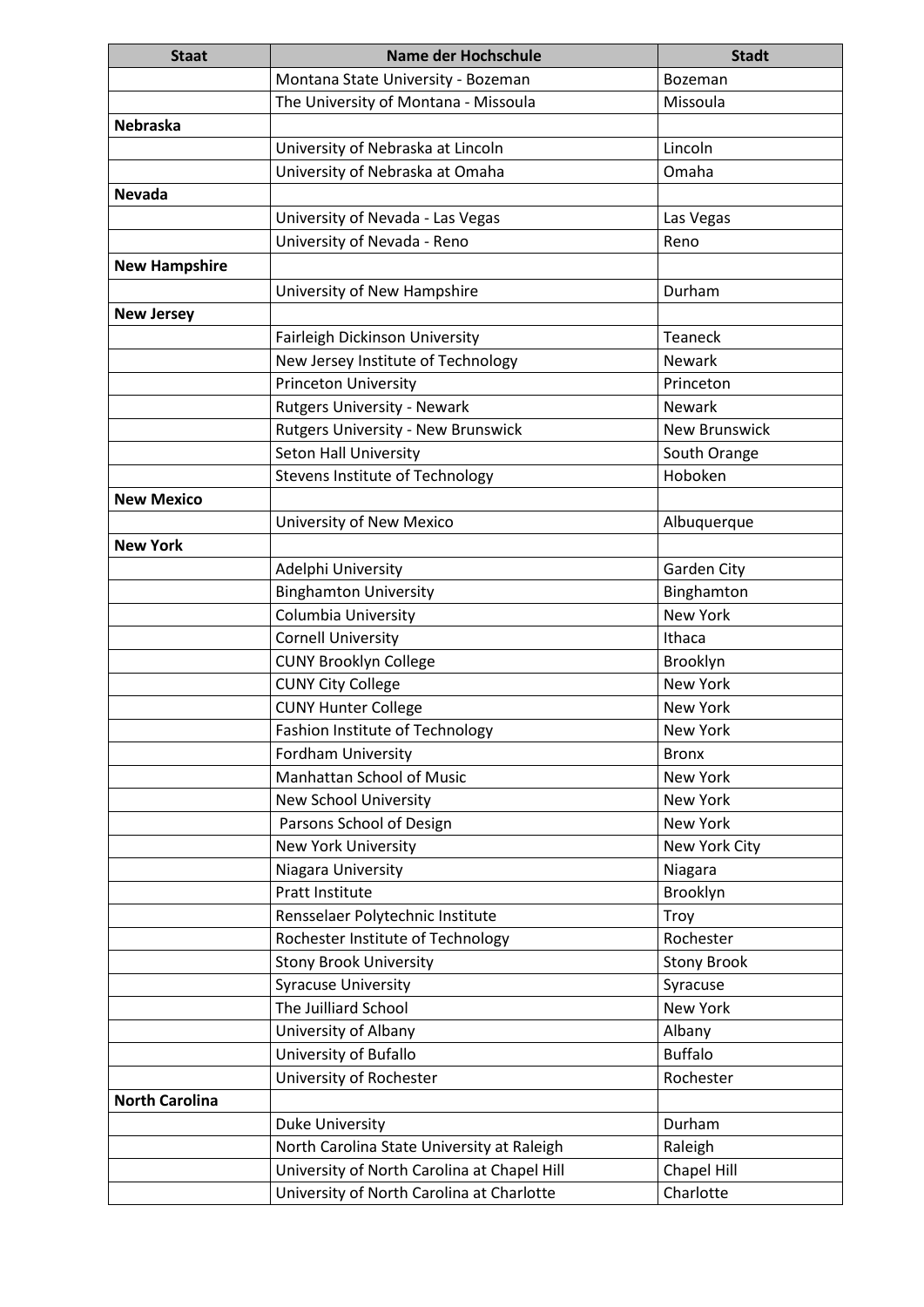| Staat | Name der Hochschule | Stadt |
|---|---|---|
| | Montana State University - Bozeman | Bozeman |
| | The University of Montana - Missoula | Missoula |
| **Nebraska** | | |
| | University of Nebraska at Lincoln | Lincoln |
| | University of Nebraska at Omaha | Omaha |
| **Nevada** | | |
| | University of Nevada - Las Vegas | Las Vegas |
| | University of Nevada - Reno | Reno |
| **New Hampshire** | | |
| | University of New Hampshire | Durham |
| **New Jersey** | | |
| | Fairleigh Dickinson University | Teaneck |
| | New Jersey Institute of Technology | Newark |
| | Princeton University | Princeton |
| | Rutgers University - Newark | Newark |
| | Rutgers University - New Brunswick | New Brunswick |
| | Seton Hall University | South Orange |
| | Stevens Institute of Technology | Hoboken |
| **New Mexico** | | |
| | University of New Mexico | Albuquerque |
| **New York** | | |
| | Adelphi University | Garden City |
| | Binghamton University | Binghamton |
| | Columbia University | New York |
| | Cornell University | Ithaca |
| | CUNY Brooklyn College | Brooklyn |
| | CUNY City College | New York |
| | CUNY Hunter College | New York |
| | Fashion Institute of Technology | New York |
| | Fordham University | Bronx |
| | Manhattan School of Music | New York |
| | New School University | New York |
| | Parsons School of Design | New York |
| | New York University | New York City |
| | Niagara University | Niagara |
| | Pratt Institute | Brooklyn |
| | Rensselaer Polytechnic Institute | Troy |
| | Rochester Institute of Technology | Rochester |
| | Stony Brook University | Stony Brook |
| | Syracuse University | Syracuse |
| | The Juilliard School | New York |
| | University of Albany | Albany |
| | University of Bufallo | Buffalo |
| | University of Rochester | Rochester |
| **North Carolina** | | |
| | Duke University | Durham |
| | North Carolina State University at Raleigh | Raleigh |
| | University of North Carolina at Chapel Hill | Chapel Hill |
| | University of North Carolina at Charlotte | Charlotte |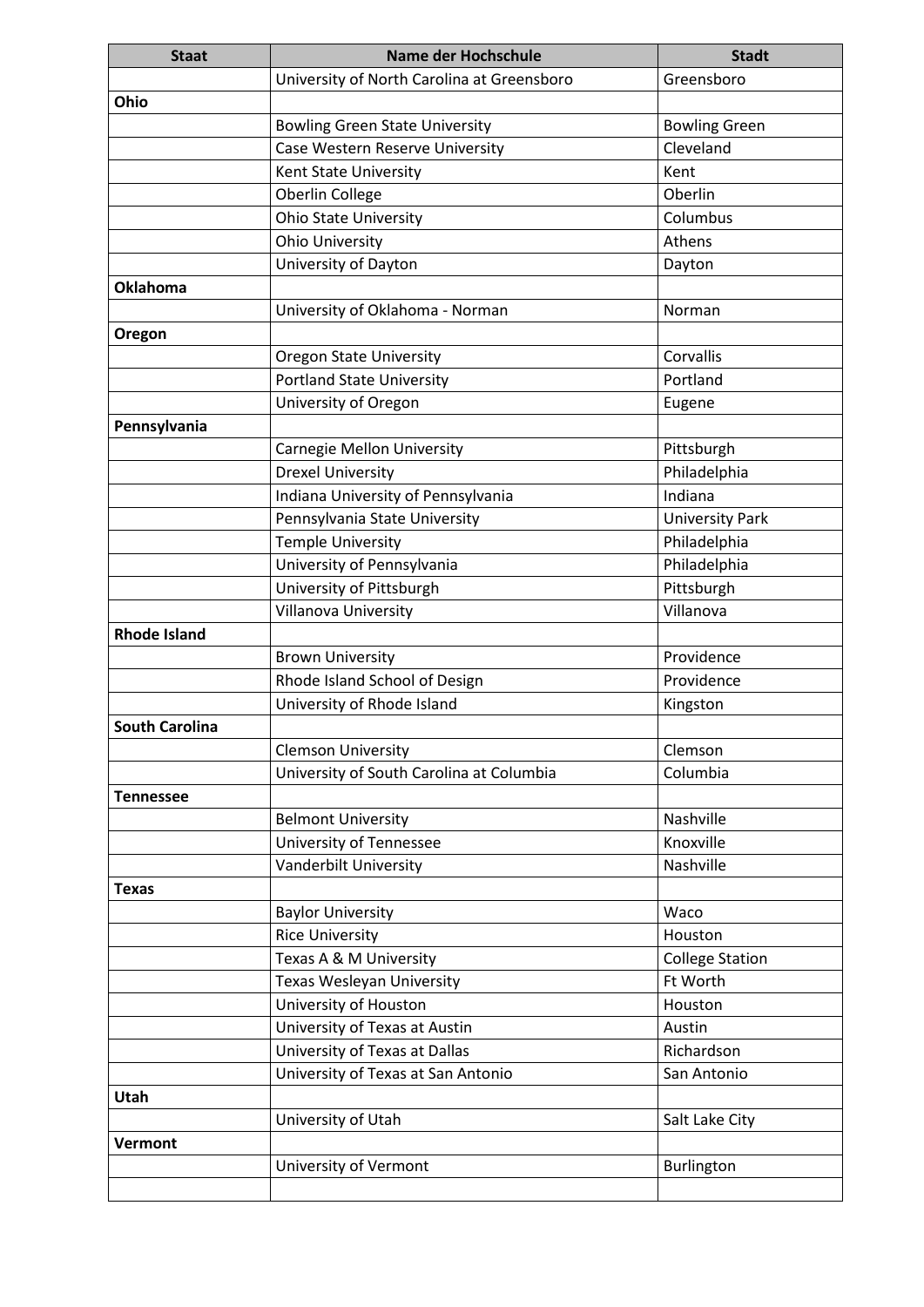| Staat | Name der Hochschule | Stadt |
|---|---|---|
| | University of North Carolina at Greensboro | Greensboro |
| **Ohio** | | |
| | Bowling Green State University | Bowling Green |
| | Case Western Reserve University | Cleveland |
| | Kent State University | Kent |
| | Oberlin College | Oberlin |
| | Ohio State University | Columbus |
| | Ohio University | Athens |
| | University of Dayton | Dayton |
| **Oklahoma** | | |
| | University of Oklahoma - Norman | Norman |
| **Oregon** | | |
| | Oregon State University | Corvallis |
| | Portland State University | Portland |
| | University of Oregon | Eugene |
| **Pennsylvania** | | |
| | Carnegie Mellon University | Pittsburgh |
| | Drexel University | Philadelphia |
| | Indiana University of Pennsylvania | Indiana |
| | Pennsylvania State University | University Park |
| | Temple University | Philadelphia |
| | University of Pennsylvania | Philadelphia |
| | University of Pittsburgh | Pittsburgh |
| | Villanova University | Villanova |
| **Rhode Island** | | |
| | Brown University | Providence |
| | Rhode Island School of Design | Providence |
| | University of Rhode Island | Kingston |
| **South Carolina** | | |
| | Clemson University | Clemson |
| | University of South Carolina at Columbia | Columbia |
| **Tennessee** | | |
| | Belmont University | Nashville |
| | University of Tennessee | Knoxville |
| | Vanderbilt University | Nashville |
| **Texas** | | |
| | Baylor University | Waco |
| | Rice University | Houston |
| | Texas A & M University | College Station |
| | Texas Wesleyan University | Ft Worth |
| | University of Houston | Houston |
| | University of Texas at Austin | Austin |
| | University of Texas at Dallas | Richardson |
| | University of Texas at San Antonio | San Antonio |
| **Utah** | | |
| | University of Utah | Salt Lake City |
| **Vermont** | | |
| | University of Vermont | Burlington |
| | | |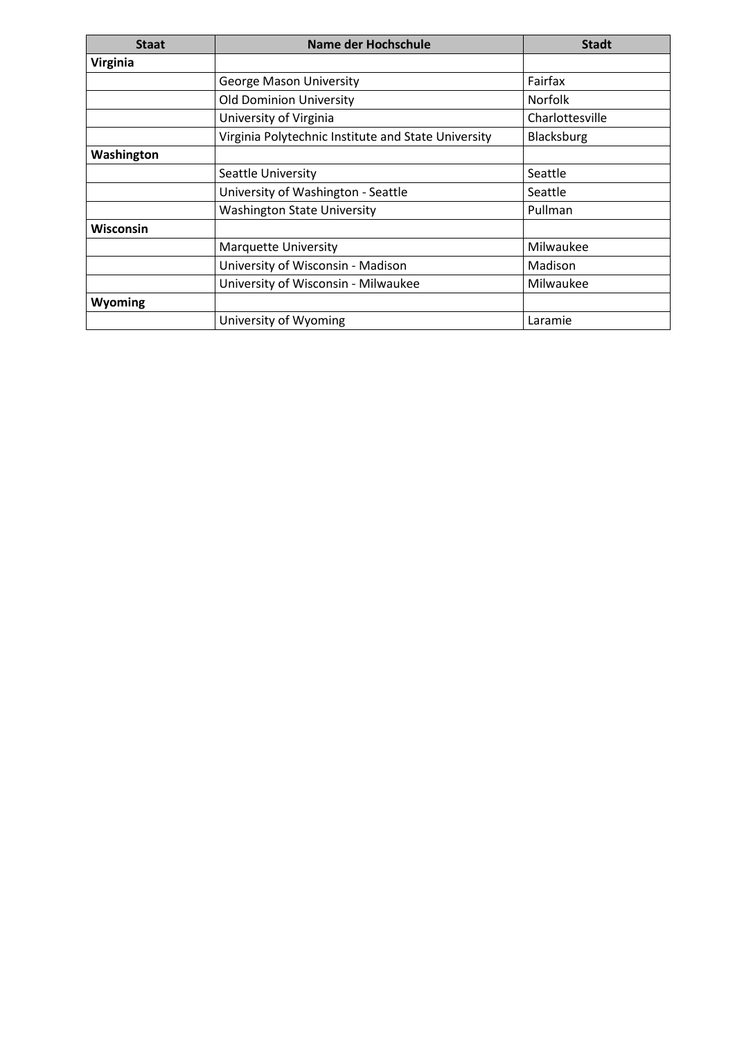| Staat | Name der Hochschule | Stadt |
|---|---|---|
| **Virginia** | | |
| | George Mason University | Fairfax |
| | Old Dominion University | Norfolk |
| | University of Virginia | Charlottesville |
| | Virginia Polytechnic Institute and State University | Blacksburg |
| **Washington** | | |
| | Seattle University | Seattle |
| | University of Washington - Seattle | Seattle |
| | Washington State University | Pullman |
| **Wisconsin** | | |
| | Marquette University | Milwaukee |
| | University of Wisconsin - Madison | Madison |
| | University of Wisconsin - Milwaukee | Milwaukee |
| **Wyoming** | | |
| | University of Wyoming | Laramie |